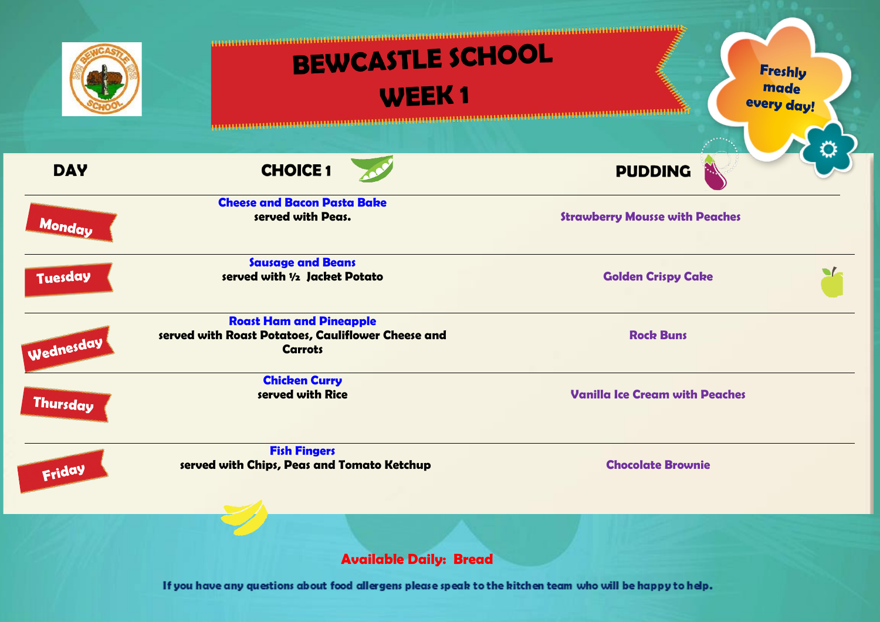# BEWCASTLE SCHOOL
## WEEK 1

Freshly made every day!

| DAY | CHOICE 1 | PUDDING |
|---|---|---|
| Monday | **Cheese and Bacon Pasta Bake** served with Peas. | Strawberry Mousse with Peaches |
| Tuesday | **Sausage and Beans** served with ½ Jacket Potato | Golden Crispy Cake |
| Wednesday | **Roast Ham and Pineapple** served with Roast Potatoes, Cauliflower Cheese and Carrots | Rock Buns |
| Thursday | **Chicken Curry** served with Rice | Vanilla Ice Cream with Peaches |
| Friday | **Fish Fingers** served with Chips, Peas and Tomato Ketchup | Chocolate Brownie |

**Available Daily: Bread**

If you have any questions about food allergens please speak to the kitchen team who will be happy to help.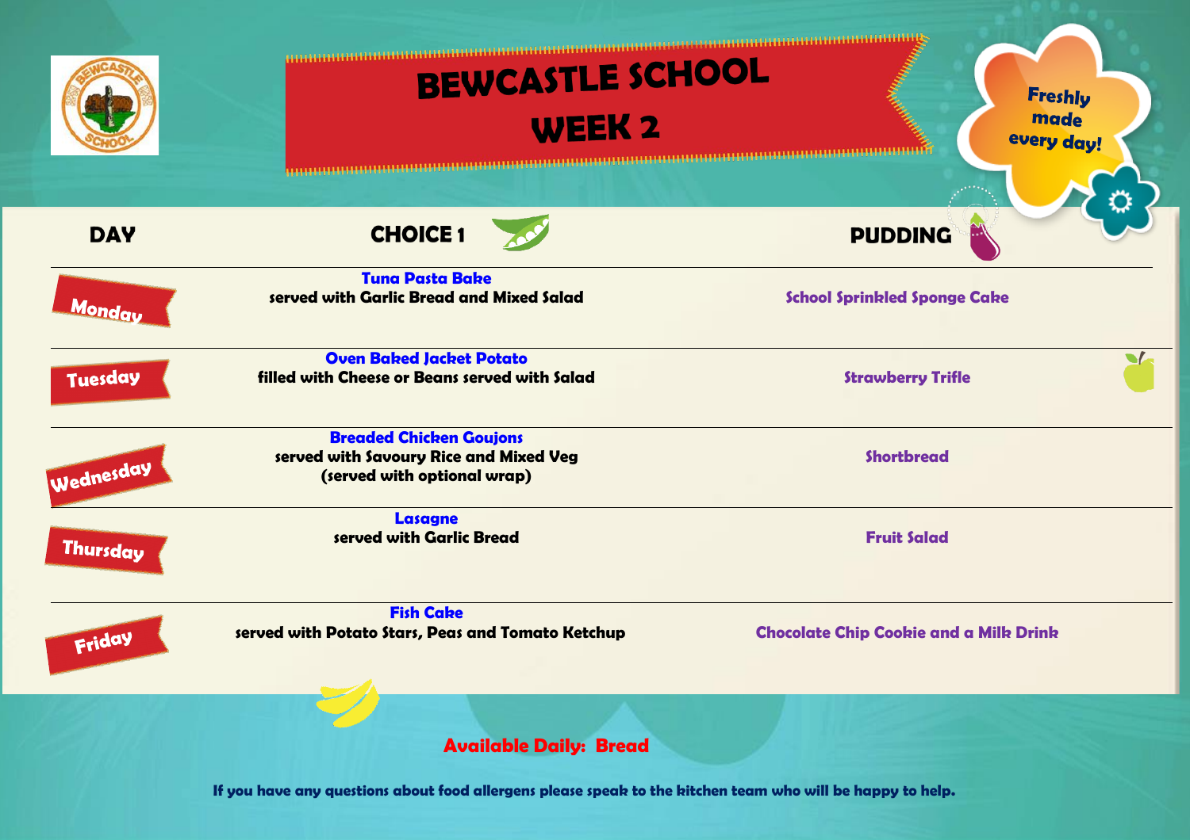# BEWCASTLE SCHOOL

## WEEK 2

Freshly made every day!

| DAY | CHOICE 1 | PUDDING |
| --- | --- | --- |
| Monday | **Tuna Pasta Bake** served with Garlic Bread and Mixed Salad | School Sprinkled Sponge Cake |
| Tuesday | **Oven Baked Jacket Potato** filled with Cheese or Beans served with Salad | Strawberry Trifle |
| Wednesday | **Breaded Chicken Goujons** served with Savoury Rice and Mixed Veg (served with optional wrap) | Shortbread |
| Thursday | **Lasagne** served with Garlic Bread | Fruit Salad |
| Friday | **Fish Cake** served with Potato Stars, Peas and Tomato Ketchup | Chocolate Chip Cookie and a Milk Drink |

**Available Daily: Bread**

**If you have any questions about food allergens please speak to the kitchen team who will be happy to help.**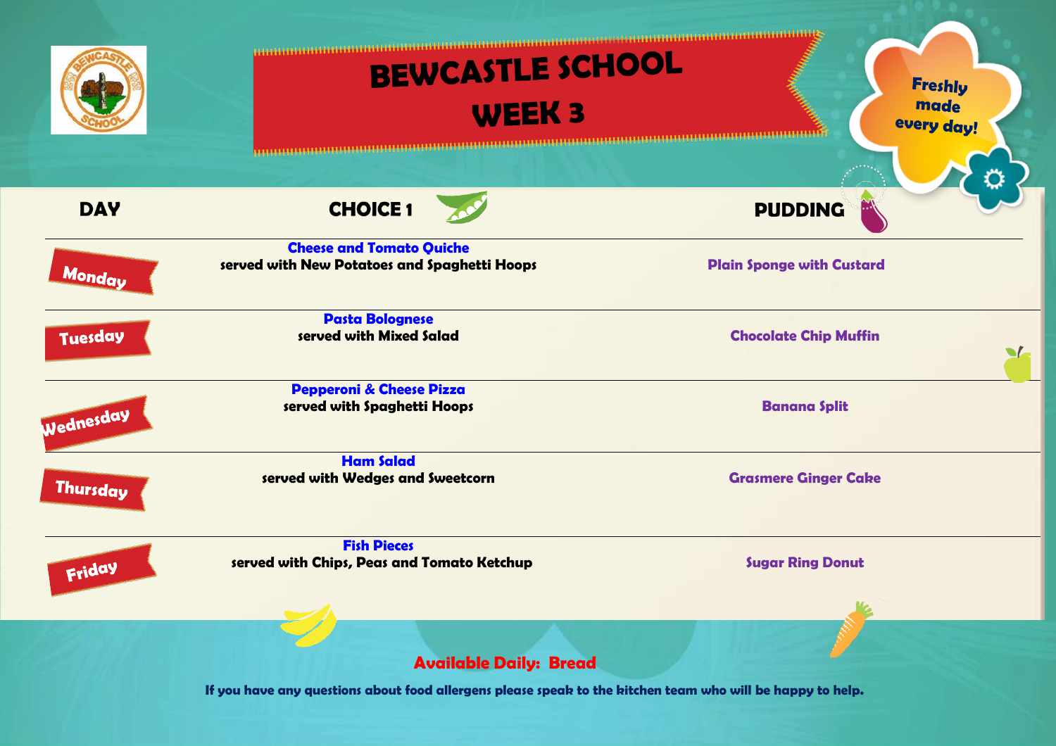# BEWCASTLE SCHOOL

## WEEK 3

Freshly made every day!

| DAY | CHOICE 1 | PUDDING |
| --- | --- | --- |
| Monday | **Cheese and Tomato Quiche** served with New Potatoes and Spaghetti Hoops | Plain Sponge with Custard |
| Tuesday | **Pasta Bolognese** served with Mixed Salad | Chocolate Chip Muffin |
| Wednesday | **Pepperoni & Cheese Pizza** served with Spaghetti Hoops | Banana Split |
| Thursday | **Ham Salad** served with Wedges and Sweetcorn | Grasmere Ginger Cake |
| Friday | **Fish Pieces** served with Chips, Peas and Tomato Ketchup | Sugar Ring Donut |

**Available Daily: Bread**

**If you have any questions about food allergens please speak to the kitchen team who will be happy to help.**